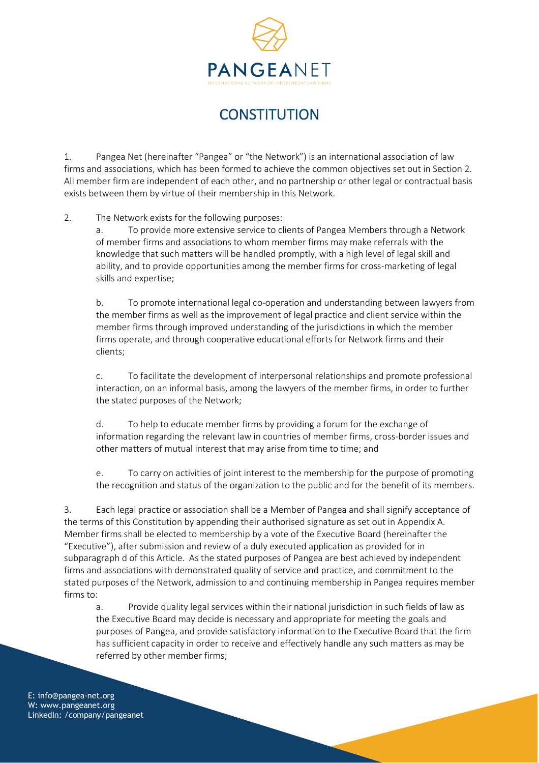# CONSTITUTION

1. Pangea Net (hereinafter "Pangea" or "the Network") is an international association of law firms and associations, which has been formed to achieve the common objectives set out in Section 2. All member firm are independent of each other, and no partnership or other legal or contractual basis exists between them by virtue of their membership in this Network.

2. The Network exists for the following purposes:

   a. To provide more extensive service to clients of Pangea Members through a Network of member firms and associations to whom member firms may make referrals with the knowledge that such matters will be handled promptly, with a high level of legal skill and ability, and to provide opportunities among the member firms for cross-marketing of legal skills and expertise;

   b. To promote international legal co-operation and understanding between lawyers from the member firms as well as the improvement of legal practice and client service within the member firms through improved understanding of the jurisdictions in which the member firms operate, and through cooperative educational efforts for Network firms and their clients;

   c. To facilitate the development of interpersonal relationships and promote professional interaction, on an informal basis, among the lawyers of the member firms, in order to further the stated purposes of the Network;

   d. To help to educate member firms by providing a forum for the exchange of information regarding the relevant law in countries of member firms, cross-border issues and other matters of mutual interest that may arise from time to time; and

   e. To carry on activities of joint interest to the membership for the purpose of promoting the recognition and status of the organization to the public and for the benefit of its members.

3. Each legal practice or association shall be a Member of Pangea and shall signify acceptance of the terms of this Constitution by appending their authorised signature as set out in Appendix A. Member firms shall be elected to membership by a vote of the Executive Board (hereinafter the "Executive"), after submission and review of a duly executed application as provided for in subparagraph d of this Article. As the stated purposes of Pangea are best achieved by independent firms and associations with demonstrated quality of service and practice, and commitment to the stated purposes of the Network, admission to and continuing membership in Pangea requires member firms to:

   a. Provide quality legal services within their national jurisdiction in such fields of law as the Executive Board may decide is necessary and appropriate for meeting the goals and purposes of Pangea, and provide satisfactory information to the Executive Board that the firm has sufficient capacity in order to receive and effectively handle any such matters as may be referred by other member firms;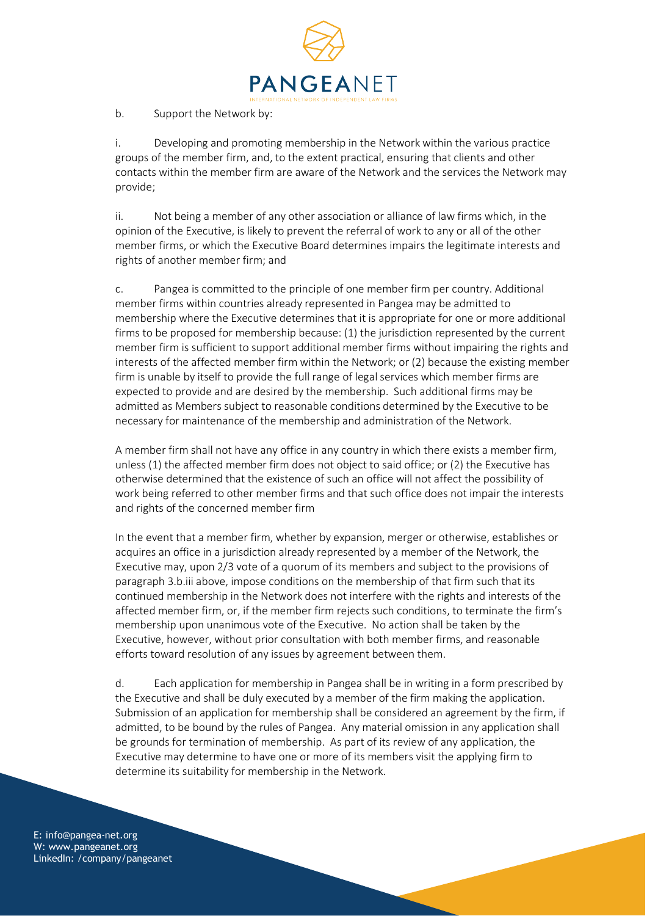b. Support the Network by:

i. Developing and promoting membership in the Network within the various practice groups of the member firm, and, to the extent practical, ensuring that clients and other contacts within the member firm are aware of the Network and the services the Network may provide;

ii. Not being a member of any other association or alliance of law firms which, in the opinion of the Executive, is likely to prevent the referral of work to any or all of the other member firms, or which the Executive Board determines impairs the legitimate interests and rights of another member firm; and

c. Pangea is committed to the principle of one member firm per country. Additional member firms within countries already represented in Pangea may be admitted to membership where the Executive determines that it is appropriate for one or more additional firms to be proposed for membership because: (1) the jurisdiction represented by the current member firm is sufficient to support additional member firms without impairing the rights and interests of the affected member firm within the Network; or (2) because the existing member firm is unable by itself to provide the full range of legal services which member firms are expected to provide and are desired by the membership. Such additional firms may be admitted as Members subject to reasonable conditions determined by the Executive to be necessary for maintenance of the membership and administration of the Network.

A member firm shall not have any office in any country in which there exists a member firm, unless (1) the affected member firm does not object to said office; or (2) the Executive has otherwise determined that the existence of such an office will not affect the possibility of work being referred to other member firms and that such office does not impair the interests and rights of the concerned member firm

In the event that a member firm, whether by expansion, merger or otherwise, establishes or acquires an office in a jurisdiction already represented by a member of the Network, the Executive may, upon 2/3 vote of a quorum of its members and subject to the provisions of paragraph 3.b.iii above, impose conditions on the membership of that firm such that its continued membership in the Network does not interfere with the rights and interests of the affected member firm, or, if the member firm rejects such conditions, to terminate the firm's membership upon unanimous vote of the Executive. No action shall be taken by the Executive, however, without prior consultation with both member firms, and reasonable efforts toward resolution of any issues by agreement between them.

d. Each application for membership in Pangea shall be in writing in a form prescribed by the Executive and shall be duly executed by a member of the firm making the application. Submission of an application for membership shall be considered an agreement by the firm, if admitted, to be bound by the rules of Pangea. Any material omission in any application shall be grounds for termination of membership. As part of its review of any application, the Executive may determine to have one or more of its members visit the applying firm to determine its suitability for membership in the Network.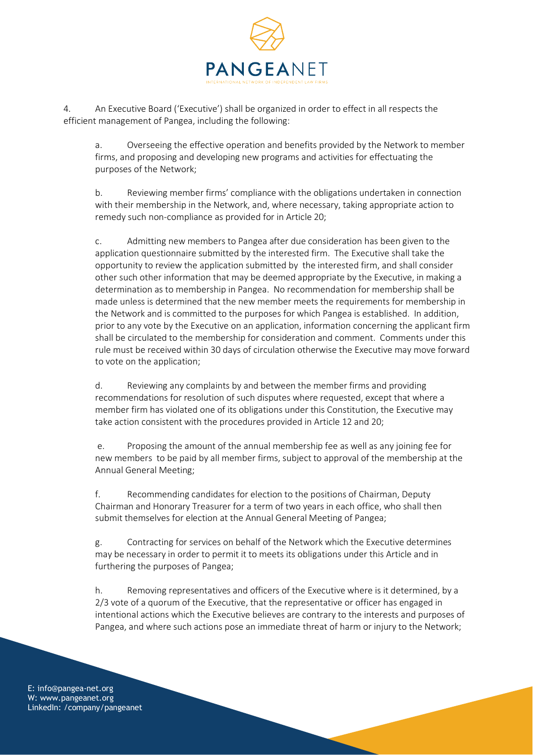4. An Executive Board ('Executive') shall be organized in order to effect in all respects the efficient management of Pangea, including the following:

a. Overseeing the effective operation and benefits provided by the Network to member firms, and proposing and developing new programs and activities for effectuating the purposes of the Network;

b. Reviewing member firms' compliance with the obligations undertaken in connection with their membership in the Network, and, where necessary, taking appropriate action to remedy such non-compliance as provided for in Article 20;

c. Admitting new members to Pangea after due consideration has been given to the application questionnaire submitted by the interested firm. The Executive shall take the opportunity to review the application submitted by the interested firm, and shall consider other such other information that may be deemed appropriate by the Executive, in making a determination as to membership in Pangea. No recommendation for membership shall be made unless is determined that the new member meets the requirements for membership in the Network and is committed to the purposes for which Pangea is established. In addition, prior to any vote by the Executive on an application, information concerning the applicant firm shall be circulated to the membership for consideration and comment. Comments under this rule must be received within 30 days of circulation otherwise the Executive may move forward to vote on the application;

d. Reviewing any complaints by and between the member firms and providing recommendations for resolution of such disputes where requested, except that where a member firm has violated one of its obligations under this Constitution, the Executive may take action consistent with the procedures provided in Article 12 and 20;

e. Proposing the amount of the annual membership fee as well as any joining fee for new members to be paid by all member firms, subject to approval of the membership at the Annual General Meeting;

f. Recommending candidates for election to the positions of Chairman, Deputy Chairman and Honorary Treasurer for a term of two years in each office, who shall then submit themselves for election at the Annual General Meeting of Pangea;

g. Contracting for services on behalf of the Network which the Executive determines may be necessary in order to permit it to meets its obligations under this Article and in furthering the purposes of Pangea;

h. Removing representatives and officers of the Executive where is it determined, by a 2/3 vote of a quorum of the Executive, that the representative or officer has engaged in intentional actions which the Executive believes are contrary to the interests and purposes of Pangea, and where such actions pose an immediate threat of harm or injury to the Network;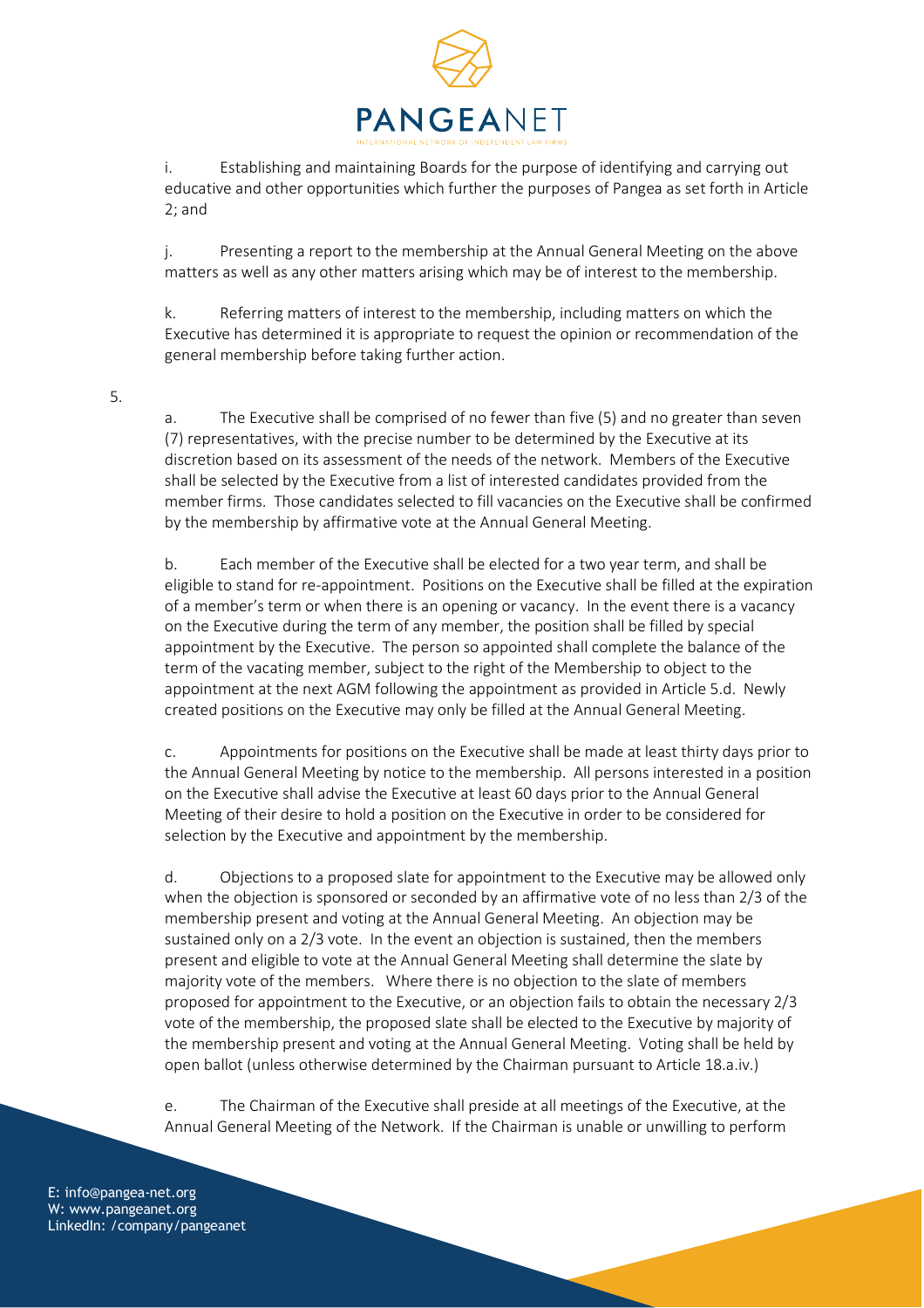i. Establishing and maintaining Boards for the purpose of identifying and carrying out educative and other opportunities which further the purposes of Pangea as set forth in Article 2; and

j. Presenting a report to the membership at the Annual General Meeting on the above matters as well as any other matters arising which may be of interest to the membership.

k. Referring matters of interest to the membership, including matters on which the Executive has determined it is appropriate to request the opinion or recommendation of the general membership before taking further action.

5.

a. The Executive shall be comprised of no fewer than five (5) and no greater than seven (7) representatives, with the precise number to be determined by the Executive at its discretion based on its assessment of the needs of the network. Members of the Executive shall be selected by the Executive from a list of interested candidates provided from the member firms. Those candidates selected to fill vacancies on the Executive shall be confirmed by the membership by affirmative vote at the Annual General Meeting.

b. Each member of the Executive shall be elected for a two year term, and shall be eligible to stand for re-appointment. Positions on the Executive shall be filled at the expiration of a member's term or when there is an opening or vacancy. In the event there is a vacancy on the Executive during the term of any member, the position shall be filled by special appointment by the Executive. The person so appointed shall complete the balance of the term of the vacating member, subject to the right of the Membership to object to the appointment at the next AGM following the appointment as provided in Article 5.d. Newly created positions on the Executive may only be filled at the Annual General Meeting.

c. Appointments for positions on the Executive shall be made at least thirty days prior to the Annual General Meeting by notice to the membership. All persons interested in a position on the Executive shall advise the Executive at least 60 days prior to the Annual General Meeting of their desire to hold a position on the Executive in order to be considered for selection by the Executive and appointment by the membership.

d. Objections to a proposed slate for appointment to the Executive may be allowed only when the objection is sponsored or seconded by an affirmative vote of no less than 2/3 of the membership present and voting at the Annual General Meeting. An objection may be sustained only on a 2/3 vote. In the event an objection is sustained, then the members present and eligible to vote at the Annual General Meeting shall determine the slate by majority vote of the members. Where there is no objection to the slate of members proposed for appointment to the Executive, or an objection fails to obtain the necessary 2/3 vote of the membership, the proposed slate shall be elected to the Executive by majority of the membership present and voting at the Annual General Meeting. Voting shall be held by open ballot (unless otherwise determined by the Chairman pursuant to Article 18.a.iv.)

e. The Chairman of the Executive shall preside at all meetings of the Executive, at the Annual General Meeting of the Network. If the Chairman is unable or unwilling to perform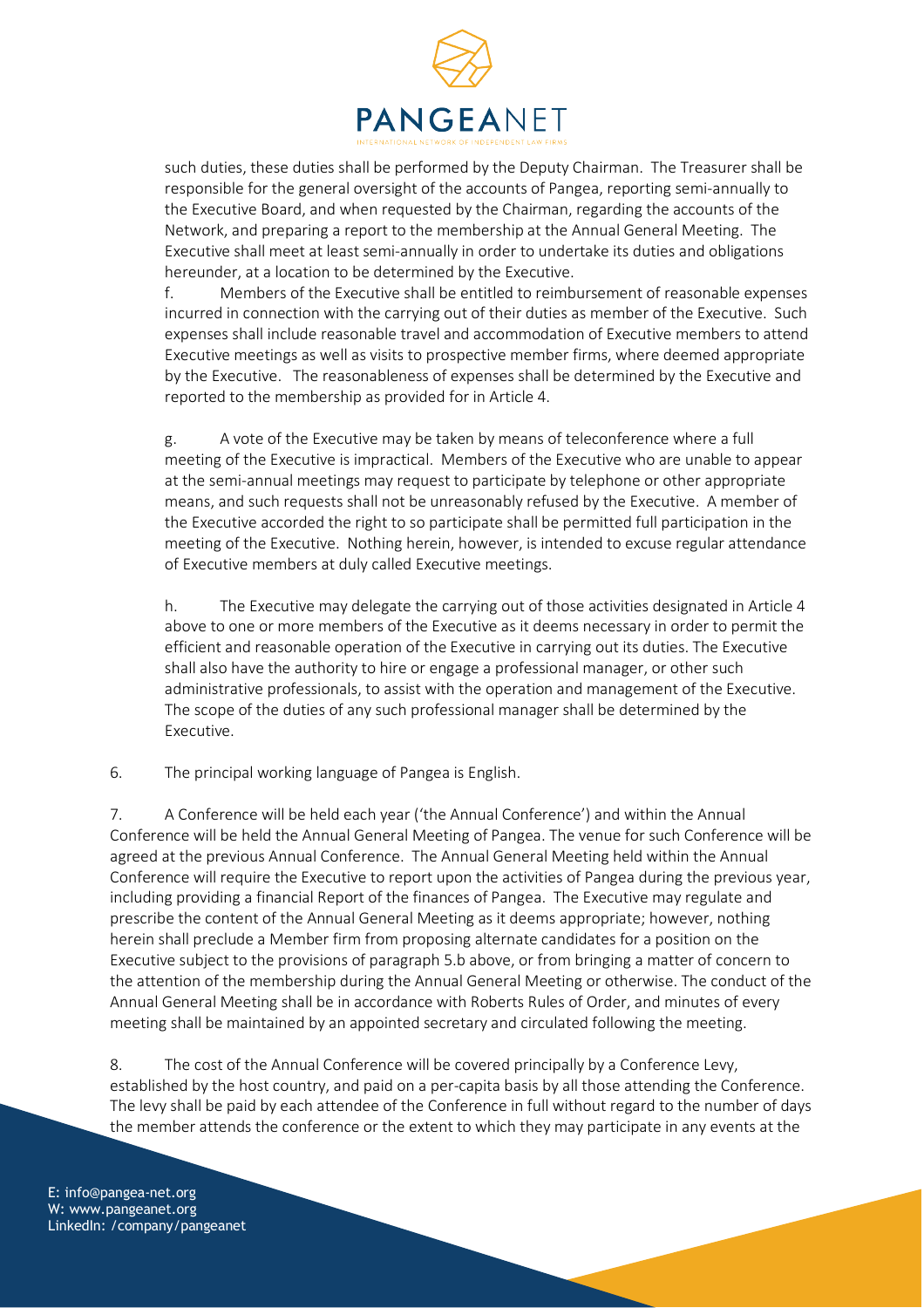such duties, these duties shall be performed by the Deputy Chairman. The Treasurer shall be responsible for the general oversight of the accounts of Pangea, reporting semi-annually to the Executive Board, and when requested by the Chairman, regarding the accounts of the Network, and preparing a report to the membership at the Annual General Meeting. The Executive shall meet at least semi-annually in order to undertake its duties and obligations hereunder, at a location to be determined by the Executive.

f. Members of the Executive shall be entitled to reimbursement of reasonable expenses incurred in connection with the carrying out of their duties as member of the Executive. Such expenses shall include reasonable travel and accommodation of Executive members to attend Executive meetings as well as visits to prospective member firms, where deemed appropriate by the Executive. The reasonableness of expenses shall be determined by the Executive and reported to the membership as provided for in Article 4.

g. A vote of the Executive may be taken by means of teleconference where a full meeting of the Executive is impractical. Members of the Executive who are unable to appear at the semi-annual meetings may request to participate by telephone or other appropriate means, and such requests shall not be unreasonably refused by the Executive. A member of the Executive accorded the right to so participate shall be permitted full participation in the meeting of the Executive. Nothing herein, however, is intended to excuse regular attendance of Executive members at duly called Executive meetings.

h. The Executive may delegate the carrying out of those activities designated in Article 4 above to one or more members of the Executive as it deems necessary in order to permit the efficient and reasonable operation of the Executive in carrying out its duties. The Executive shall also have the authority to hire or engage a professional manager, or other such administrative professionals, to assist with the operation and management of the Executive. The scope of the duties of any such professional manager shall be determined by the Executive.

6. The principal working language of Pangea is English.

7. A Conference will be held each year ('the Annual Conference') and within the Annual Conference will be held the Annual General Meeting of Pangea. The venue for such Conference will be agreed at the previous Annual Conference. The Annual General Meeting held within the Annual Conference will require the Executive to report upon the activities of Pangea during the previous year, including providing a financial Report of the finances of Pangea. The Executive may regulate and prescribe the content of the Annual General Meeting as it deems appropriate; however, nothing herein shall preclude a Member firm from proposing alternate candidates for a position on the Executive subject to the provisions of paragraph 5.b above, or from bringing a matter of concern to the attention of the membership during the Annual General Meeting or otherwise. The conduct of the Annual General Meeting shall be in accordance with Roberts Rules of Order, and minutes of every meeting shall be maintained by an appointed secretary and circulated following the meeting.

8. The cost of the Annual Conference will be covered principally by a Conference Levy, established by the host country, and paid on a per-capita basis by all those attending the Conference. The levy shall be paid by each attendee of the Conference in full without regard to the number of days the member attends the conference or the extent to which they may participate in any events at the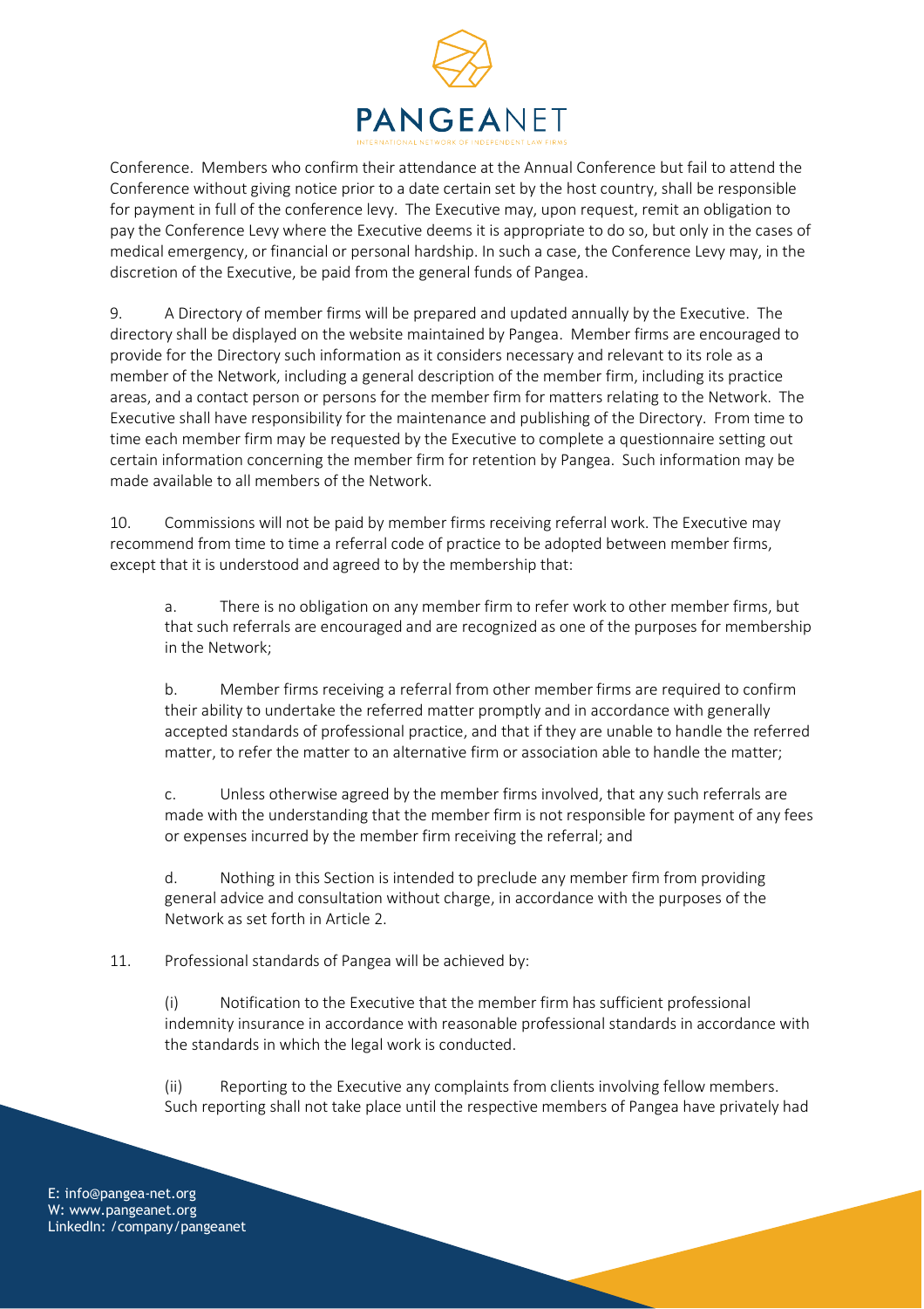Conference. Members who confirm their attendance at the Annual Conference but fail to attend the Conference without giving notice prior to a date certain set by the host country, shall be responsible for payment in full of the conference levy. The Executive may, upon request, remit an obligation to pay the Conference Levy where the Executive deems it is appropriate to do so, but only in the cases of medical emergency, or financial or personal hardship. In such a case, the Conference Levy may, in the discretion of the Executive, be paid from the general funds of Pangea.

9. A Directory of member firms will be prepared and updated annually by the Executive. The directory shall be displayed on the website maintained by Pangea. Member firms are encouraged to provide for the Directory such information as it considers necessary and relevant to its role as a member of the Network, including a general description of the member firm, including its practice areas, and a contact person or persons for the member firm for matters relating to the Network. The Executive shall have responsibility for the maintenance and publishing of the Directory. From time to time each member firm may be requested by the Executive to complete a questionnaire setting out certain information concerning the member firm for retention by Pangea. Such information may be made available to all members of the Network.

10. Commissions will not be paid by member firms receiving referral work. The Executive may recommend from time to time a referral code of practice to be adopted between member firms, except that it is understood and agreed to by the membership that:

a. There is no obligation on any member firm to refer work to other member firms, but that such referrals are encouraged and are recognized as one of the purposes for membership in the Network;

b. Member firms receiving a referral from other member firms are required to confirm their ability to undertake the referred matter promptly and in accordance with generally accepted standards of professional practice, and that if they are unable to handle the referred matter, to refer the matter to an alternative firm or association able to handle the matter;

c. Unless otherwise agreed by the member firms involved, that any such referrals are made with the understanding that the member firm is not responsible for payment of any fees or expenses incurred by the member firm receiving the referral; and

d. Nothing in this Section is intended to preclude any member firm from providing general advice and consultation without charge, in accordance with the purposes of the Network as set forth in Article 2.

11. Professional standards of Pangea will be achieved by:

(i) Notification to the Executive that the member firm has sufficient professional indemnity insurance in accordance with reasonable professional standards in accordance with the standards in which the legal work is conducted.

(ii) Reporting to the Executive any complaints from clients involving fellow members. Such reporting shall not take place until the respective members of Pangea have privately had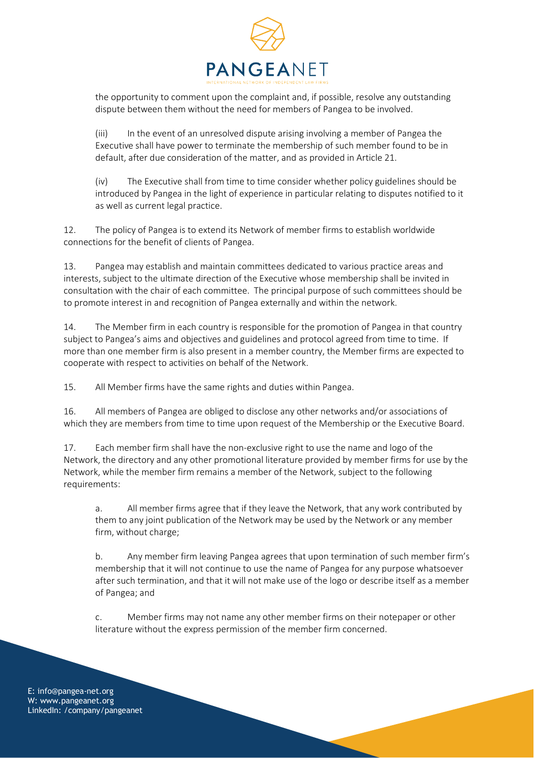the opportunity to comment upon the complaint and, if possible, resolve any outstanding dispute between them without the need for members of Pangea to be involved.

(iii) In the event of an unresolved dispute arising involving a member of Pangea the Executive shall have power to terminate the membership of such member found to be in default, after due consideration of the matter, and as provided in Article 21.

(iv) The Executive shall from time to time consider whether policy guidelines should be introduced by Pangea in the light of experience in particular relating to disputes notified to it as well as current legal practice.

12. The policy of Pangea is to extend its Network of member firms to establish worldwide connections for the benefit of clients of Pangea.

13. Pangea may establish and maintain committees dedicated to various practice areas and interests, subject to the ultimate direction of the Executive whose membership shall be invited in consultation with the chair of each committee. The principal purpose of such committees should be to promote interest in and recognition of Pangea externally and within the network.

14. The Member firm in each country is responsible for the promotion of Pangea in that country subject to Pangea's aims and objectives and guidelines and protocol agreed from time to time. If more than one member firm is also present in a member country, the Member firms are expected to cooperate with respect to activities on behalf of the Network.

15. All Member firms have the same rights and duties within Pangea.

16. All members of Pangea are obliged to disclose any other networks and/or associations of which they are members from time to time upon request of the Membership or the Executive Board.

17. Each member firm shall have the non-exclusive right to use the name and logo of the Network, the directory and any other promotional literature provided by member firms for use by the Network, while the member firm remains a member of the Network, subject to the following requirements:

a. All member firms agree that if they leave the Network, that any work contributed by them to any joint publication of the Network may be used by the Network or any member firm, without charge;

b. Any member firm leaving Pangea agrees that upon termination of such member firm's membership that it will not continue to use the name of Pangea for any purpose whatsoever after such termination, and that it will not make use of the logo or describe itself as a member of Pangea; and

c. Member firms may not name any other member firms on their notepaper or other literature without the express permission of the member firm concerned.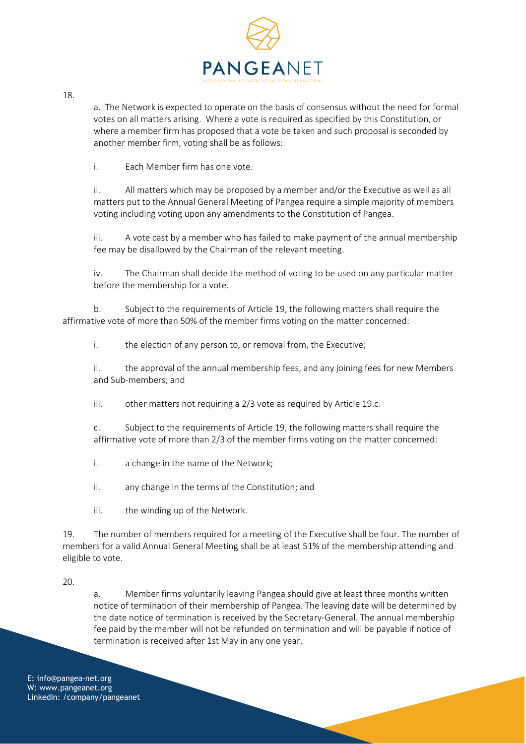18.

a. The Network is expected to operate on the basis of consensus without the need for formal votes on all matters arising. Where a vote is required as specified by this Constitution, or where a member firm has proposed that a vote be taken and such proposal is seconded by another member firm, voting shall be as follows:

i. Each Member firm has one vote.

ii. All matters which may be proposed by a member and/or the Executive as well as all matters put to the Annual General Meeting of Pangea require a simple majority of members voting including voting upon any amendments to the Constitution of Pangea.

iii. A vote cast by a member who has failed to make payment of the annual membership fee may be disallowed by the Chairman of the relevant meeting.

iv. The Chairman shall decide the method of voting to be used on any particular matter before the membership for a vote.

b. Subject to the requirements of Article 19, the following matters shall require the affirmative vote of more than 50% of the member firms voting on the matter concerned:

i. the election of any person to, or removal from, the Executive;

ii. the approval of the annual membership fees, and any joining fees for new Members and Sub-members; and

iii. other matters not requiring a 2/3 vote as required by Article 19.c.

c. Subject to the requirements of Article 19, the following matters shall require the affirmative vote of more than 2/3 of the member firms voting on the matter concerned:

i. a change in the name of the Network;

ii. any change in the terms of the Constitution; and

iii. the winding up of the Network.

19. The number of members required for a meeting of the Executive shall be four. The number of members for a valid Annual General Meeting shall be at least 51% of the membership attending and eligible to vote.

20.

a. Member firms voluntarily leaving Pangea should give at least three months written notice of termination of their membership of Pangea. The leaving date will be determined by the date notice of termination is received by the Secretary-General. The annual membership fee paid by the member will not be refunded on termination and will be payable if notice of termination is received after 1st May in any one year.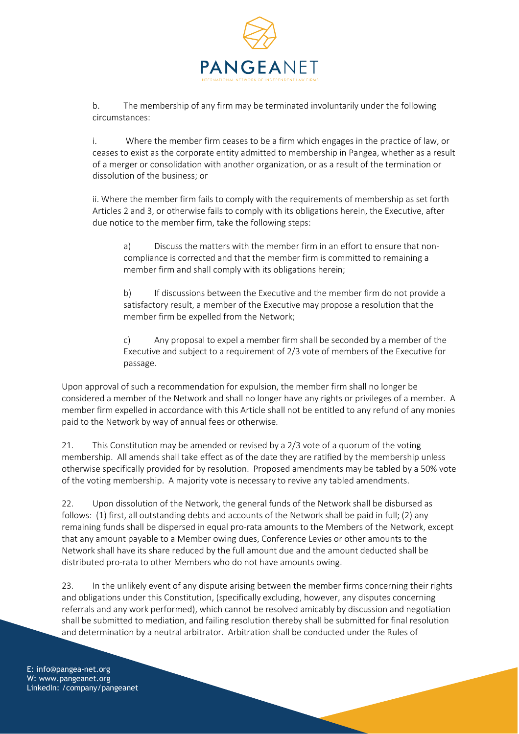b. The membership of any firm may be terminated involuntarily under the following circumstances:

i. Where the member firm ceases to be a firm which engages in the practice of law, or ceases to exist as the corporate entity admitted to membership in Pangea, whether as a result of a merger or consolidation with another organization, or as a result of the termination or dissolution of the business; or

ii. Where the member firm fails to comply with the requirements of membership as set forth Articles 2 and 3, or otherwise fails to comply with its obligations herein, the Executive, after due notice to the member firm, take the following steps:

> a) Discuss the matters with the member firm in an effort to ensure that non-compliance is corrected and that the member firm is committed to remaining a member firm and shall comply with its obligations herein;
>
> b) If discussions between the Executive and the member firm do not provide a satisfactory result, a member of the Executive may propose a resolution that the member firm be expelled from the Network;
>
> c) Any proposal to expel a member firm shall be seconded by a member of the Executive and subject to a requirement of 2/3 vote of members of the Executive for passage.

Upon approval of such a recommendation for expulsion, the member firm shall no longer be considered a member of the Network and shall no longer have any rights or privileges of a member. A member firm expelled in accordance with this Article shall not be entitled to any refund of any monies paid to the Network by way of annual fees or otherwise.

21. This Constitution may be amended or revised by a 2/3 vote of a quorum of the voting membership. All amends shall take effect as of the date they are ratified by the membership unless otherwise specifically provided for by resolution. Proposed amendments may be tabled by a 50% vote of the voting membership. A majority vote is necessary to revive any tabled amendments.

22. Upon dissolution of the Network, the general funds of the Network shall be disbursed as follows: (1) first, all outstanding debts and accounts of the Network shall be paid in full; (2) any remaining funds shall be dispersed in equal pro-rata amounts to the Members of the Network, except that any amount payable to a Member owing dues, Conference Levies or other amounts to the Network shall have its share reduced by the full amount due and the amount deducted shall be distributed pro-rata to other Members who do not have amounts owing.

23. In the unlikely event of any dispute arising between the member firms concerning their rights and obligations under this Constitution, (specifically excluding, however, any disputes concerning referrals and any work performed), which cannot be resolved amicably by discussion and negotiation shall be submitted to mediation, and failing resolution thereby shall be submitted for final resolution and determination by a neutral arbitrator. Arbitration shall be conducted under the Rules of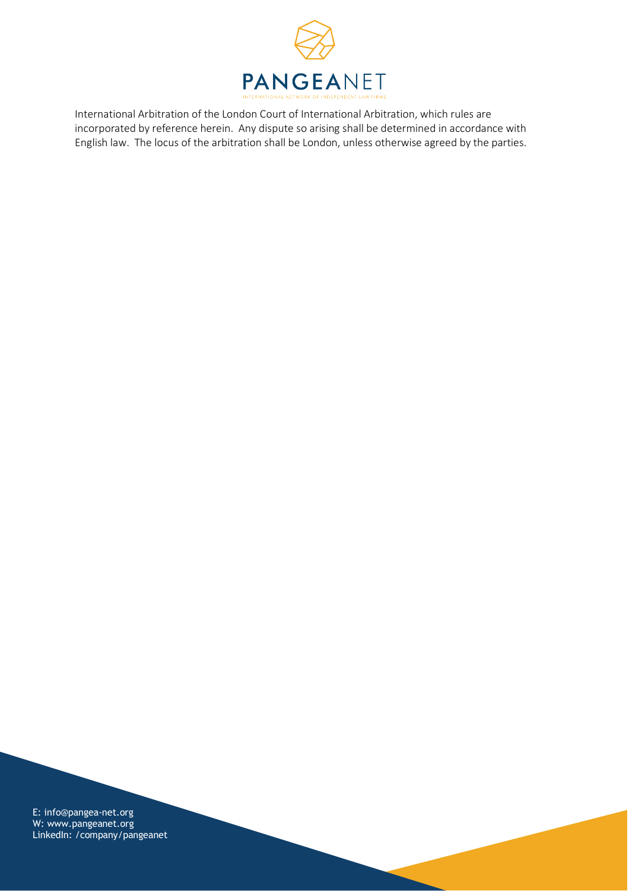International Arbitration of the London Court of International Arbitration, which rules are incorporated by reference herein. Any dispute so arising shall be determined in accordance with English law. The locus of the arbitration shall be London, unless otherwise agreed by the parties.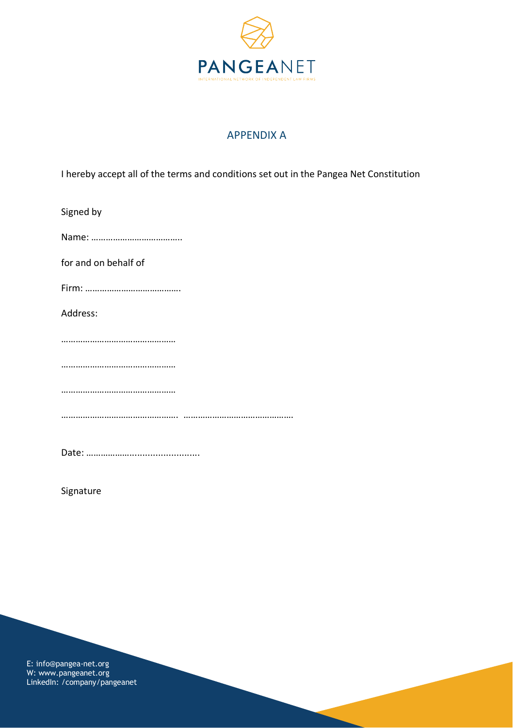PANGEANET

INTERNATIONAL NETWORK OF INDEPENDENT LAW FIRMS

## APPENDIX A

I hereby accept all of the terms and conditions set out in the Pangea Net Constitution

Signed by

Name: ………………………………..

for and on behalf of

Firm: ………………………………….

Address:

…………………………………………

…………………………………………

…………………………………………

…………………………………………. ………………………………………

Date: ………….................................

Signature

E: info@pangea-net.org  
W: www.pangeanet.org  
LinkedIn: /company/pangeanet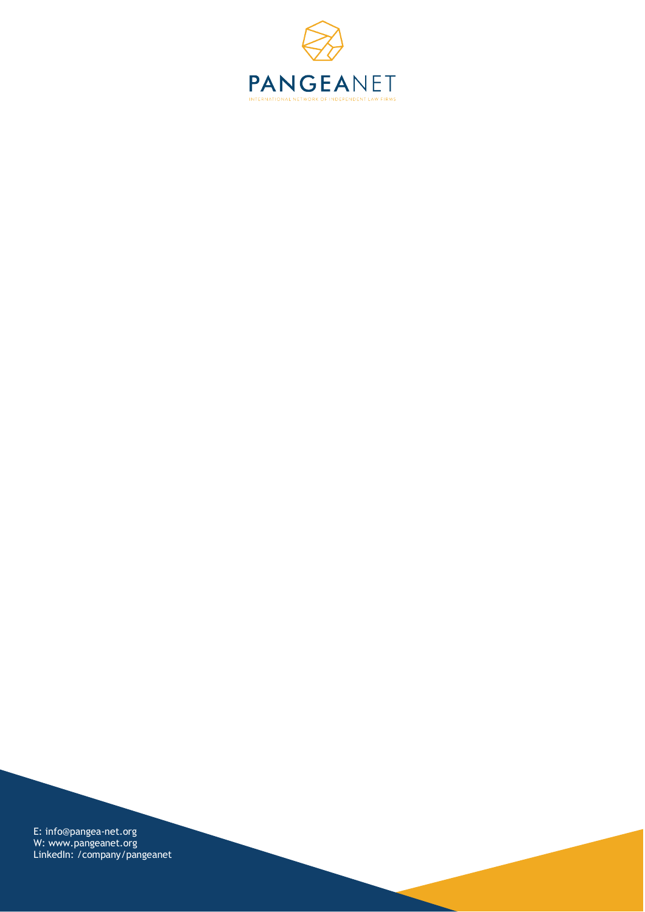PANGEANET

INTERNATIONAL NETWORK OF INDEPENDENT LAW FIRMS

E: info@pangea-net.org
W: www.pangeanet.org
LinkedIn: /company/pangeanet